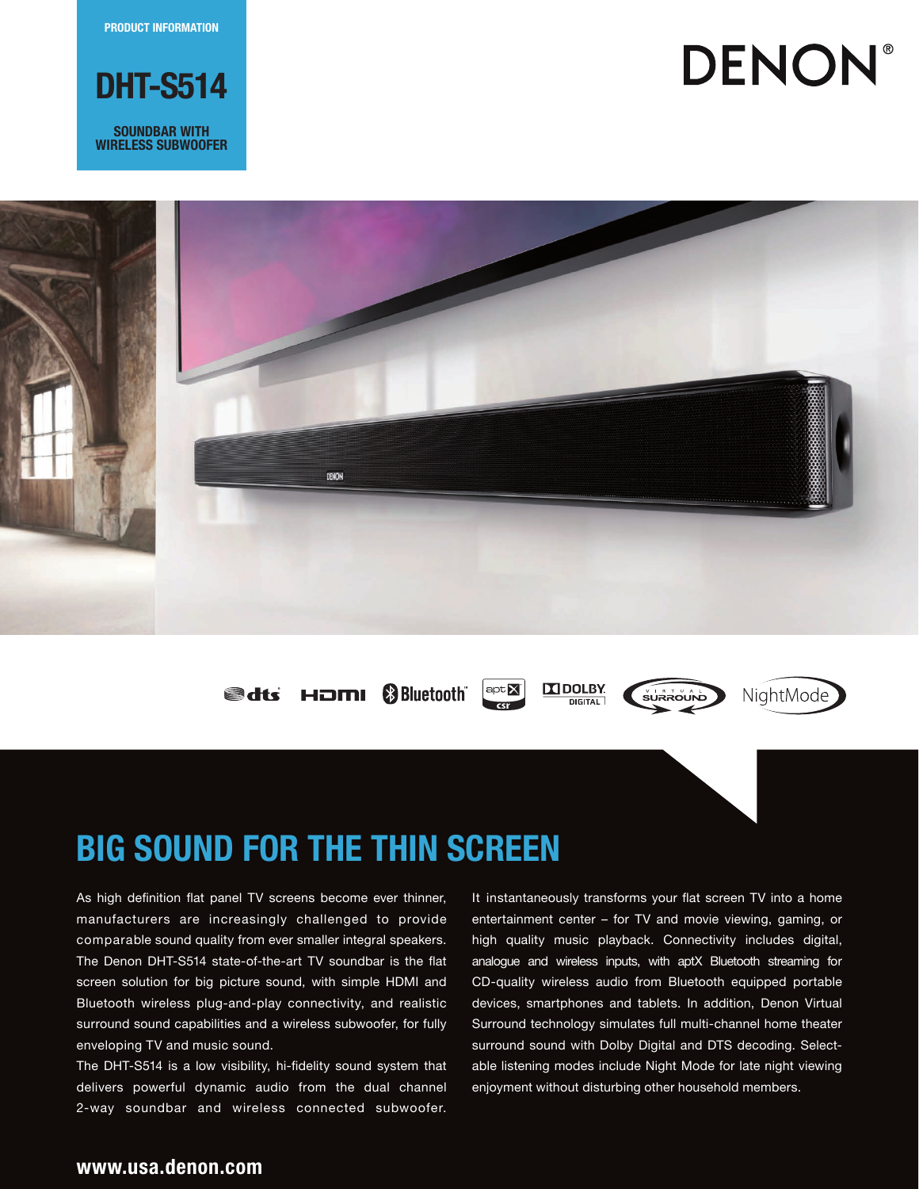PRODUCT INFORMATION

# DHT-S514

SOUNDBAR WITH WIRELESS SUBWOOFER

DENON®

## BIG SOUND FOR THE THIN SCREEN

As high definition flat panel TV screens become ever thinner, manufacturers are increasingly challenged to provide comparable sound quality from ever smaller integral speakers. The Denon DHT-S514 state-of-the-art TV soundbar is the flat screen solution for big picture sound, with simple HDMI and Bluetooth wireless plug-and-play connectivity, and realistic surround sound capabilities and a wireless subwoofer, for fully enveloping TV and music sound.

The DHT-S514 is a low visibility, hi-fidelity sound system that delivers powerful dynamic audio from the dual channel 2-way soundbar and wireless connected subwoofer. It instantaneously transforms your flat screen TV into a home entertainment center – for TV and movie viewing, gaming, or high quality music playback. Connectivity includes digital, analogue and wireless inputs, with aptX Bluetooth streaming for CD-quality wireless audio from Bluetooth equipped portable devices, smartphones and tablets. In addition, Denon Virtual Surround technology simulates full multi-channel home theater surround sound with Dolby Digital and DTS decoding. Selectable listening modes include Night Mode for late night viewing enjoyment without disturbing other household members.

**www.usa.denon.com**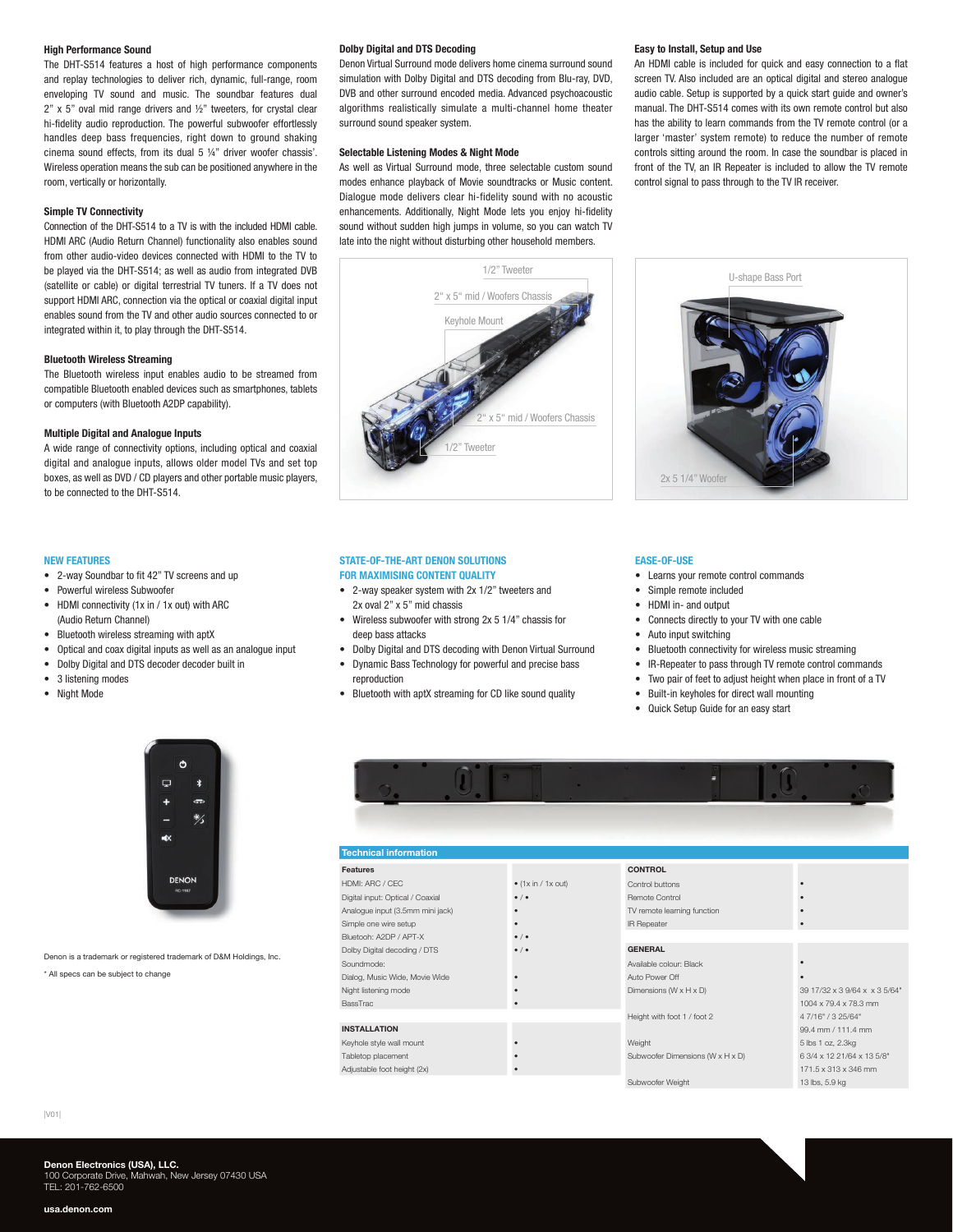### High Performance Sound

The DHT-S514 features a host of high performance components and replay technologies to deliver rich, dynamic, full-range, room enveloping TV sound and music. The soundbar features dual 2" x 5" oval mid range drivers and ½" tweeters, for crystal clear hi-fidelity audio reproduction. The powerful subwoofer effortlessly handles deep bass frequencies, right down to ground shaking cinema sound effects, from its dual 5 ¼" driver woofer chassis'. Wireless operation means the sub can be positioned anywhere in the room, vertically or horizontally.

### Simple TV Connectivity

Connection of the DHT-S514 to a TV is with the included HDMI cable. HDMI ARC (Audio Return Channel) functionality also enables sound from other audio-video devices connected with HDMI to the TV to be played via the DHT-S514; as well as audio from integrated DVB (satellite or cable) or digital terrestrial TV tuners. If a TV does not support HDMI ARC, connection via the optical or coaxial digital input enables sound from the TV and other audio sources connected to or integrated within it, to play through the DHT-S514.

### Bluetooth Wireless Streaming

The Bluetooth wireless input enables audio to be streamed from compatible Bluetooth enabled devices such as smartphones, tablets or computers (with Bluetooth A2DP capability).

### Multiple Digital and Analogue Inputs

A wide range of connectivity options, including optical and coaxial digital and analogue inputs, allows older model TVs and set top boxes, as well as DVD / CD players and other portable music players, to be connected to the DHT-S514.

### Dolby Digital and DTS Decoding

Denon Virtual Surround mode delivers home cinema surround sound simulation with Dolby Digital and DTS decoding from Blu-ray, DVD, DVB and other surround encoded media. Advanced psychoacoustic algorithms realistically simulate a multi-channel home theater surround sound speaker system.

### Selectable Listening Modes & Night Mode

As well as Virtual Surround mode, three selectable custom sound modes enhance playback of Movie soundtracks or Music content. Dialogue mode delivers clear hi-fidelity sound with no acoustic enhancements. Additionally, Night Mode lets you enjoy hi-fidelity sound without sudden high jumps in volume, so you can watch TV late into the night without disturbing other household members.

1/2" Tweeter
2" x 5" mid / Woofers Chassis
Keyhole Mount
2" x 5" mid / Woofers Chassis
1/2" Tweeter

### Easy to Install, Setup and Use

An HDMI cable is included for quick and easy connection to a flat screen TV. Also included are an optical digital and stereo analogue audio cable. Setup is supported by a quick start guide and owner's manual. The DHT-S514 comes with its own remote control but also has the ability to learn commands from the TV remote control (or a larger 'master' system remote) to reduce the number of remote controls sitting around the room. In case the soundbar is placed in front of the TV, an IR Repeater is included to allow the TV remote control signal to pass through to the TV IR receiver.

U-shape Bass Port
2x 5 1/4" Woofer

### NEW FEATURES

- 2-way Soundbar to fit 42" TV screens and up
- Powerful wireless Subwoofer
- HDMI connectivity (1x in / 1x out) with ARC (Audio Return Channel)
- Bluetooth wireless streaming with aptX
- Optical and coax digital inputs as well as an analogue input
- Dolby Digital and DTS decoder decoder built in
- 3 listening modes
- Night Mode

### STATE-OF-THE-ART DENON SOLUTIONS FOR MAXIMISING CONTENT QUALITY

- 2-way speaker system with 2x 1/2" tweeters and 2x oval 2" x 5" mid chassis
- Wireless subwoofer with strong 2x 5 1/4" chassis for deep bass attacks
- Dolby Digital and DTS decoding with Denon Virtual Surround
- Dynamic Bass Technology for powerful and precise bass reproduction
- Bluetooth with aptX streaming for CD like sound quality

### EASE-OF-USE

- Learns your remote control commands
- Simple remote included
- HDMI in- and output
- Connects directly to your TV with one cable
- Auto input switching
- Bluetooth connectivity for wireless music streaming
- IR-Repeater to pass through TV remote control commands
- Two pair of feet to adjust height when place in front of a TV
- Built-in keyholes for direct wall mounting
- Quick Setup Guide for an easy start

### Technical information

| Features | | CONTROL | |
|---|---|---|---|
| HDMI: ARC / CEC | • (1x in / 1x out) | Control buttons | • |
| Digital input: Optical / Coaxial | • / • | Remote Control | • |
| Analogue input (3.5mm mini jack) | • | TV remote learning function | • |
| Simple one wire setup | • | IR Repeater | • |
| Bluetooh: A2DP / APT-X | • / • | | |
| Dolby Digital decoding / DTS | • / • | **GENERAL** | |
| Soundmode: | | Available colour: Black | • |
| Dialog, Music Wide, Movie Wide | • | Auto Power Off | • |
| Night listening mode | • | Dimensions (W x H x D) | 39 17/32 x 3 9/64 x x 3 5/64" 1004 x 79.4 x 78.3 mm |
| BassTrac | • | | |
| | | Height with foot 1 / foot 2 | 4 7/16" / 3 25/64" 99.4 mm / 111.4 mm |
| **INSTALLATION** | | | |
| Keyhole style wall mount | • | Weight | 5 lbs 1 oz, 2.3kg |
| Tabletop placement | • | Subwoofer Dimensions (W x H x D) | 6 3/4 x 12 21/64 x 13 5/8" 171.5 x 313 x 346 mm |
| Adjustable foot height (2x) | • | | |
| | | Subwoofer Weight | 13 lbs, 5.9 kg |

Denon is a trademark or registered trademark of D&M Holdings, Inc.

* All specs can be subject to change

|V01|

**Denon Electronics (USA), LLC.**
100 Corporate Drive, Mahwah, New Jersey 07430 USA
TEL: 201-762-6500

**usa.denon.com**